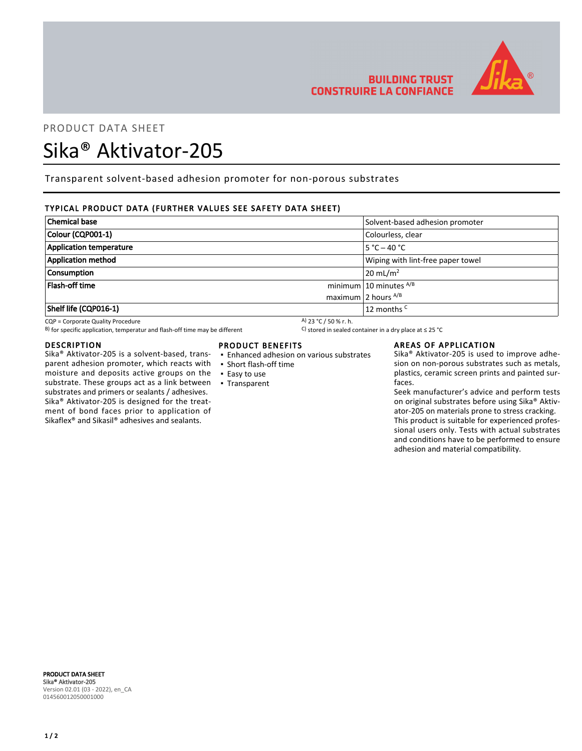BUILDING TRUST
CONSTRUIRE LA CONFIANCE

PRODUCT DATA SHEET

# Sika® Aktivator-205

Transparent solvent-based adhesion promoter for non-porous substrates

## TYPICAL PRODUCT DATA (FURTHER VALUES SEE SAFETY DATA SHEET)

| | | |
|---|---|---|
| **Chemical base** | | Solvent-based adhesion promoter |
| **Colour (CQP001-1)** | | Colourless, clear |
| **Application temperature** | | 5 °C – 40 °C |
| **Application method** | | Wiping with lint-free paper towel |
| **Consumption** | | 20 mL/m² |
| **Flash-off time** | minimum | 10 minutes A/B |
| | maximum | 2 hours A/B |
| **Shelf life (CQP016-1)** | | 12 months C |

CQP = Corporate Quality Procedure
A) 23 °C / 50 % r. h.
B) for specific application, temperatur and flash-off time may be different
C) stored in sealed container in a dry place at ≤ 25 °C

## DESCRIPTION

Sika® Aktivator-205 is a solvent-based, transparent adhesion promoter, which reacts with moisture and deposits active groups on the substrate. These groups act as a link between substrates and primers or sealants / adhesives. Sika® Aktivator-205 is designed for the treatment of bond faces prior to application of Sikaflex® and Sikasil® adhesives and sealants.

## PRODUCT BENEFITS

- Enhanced adhesion on various substrates
- Short flash-off time
- Easy to use
- Transparent

## AREAS OF APPLICATION

Sika® Aktivator-205 is used to improve adhesion on non-porous substrates such as metals, plastics, ceramic screen prints and painted surfaces.
Seek manufacturer's advice and perform tests on original substrates before using Sika® Aktivator-205 on materials prone to stress cracking.
This product is suitable for experienced professional users only. Tests with actual substrates and conditions have to be performed to ensure adhesion and material compatibility.

**PRODUCT DATA SHEET**
**Sika® Aktivator-205**
Version 02.01 (03 - 2022), en_CA
014560012050001000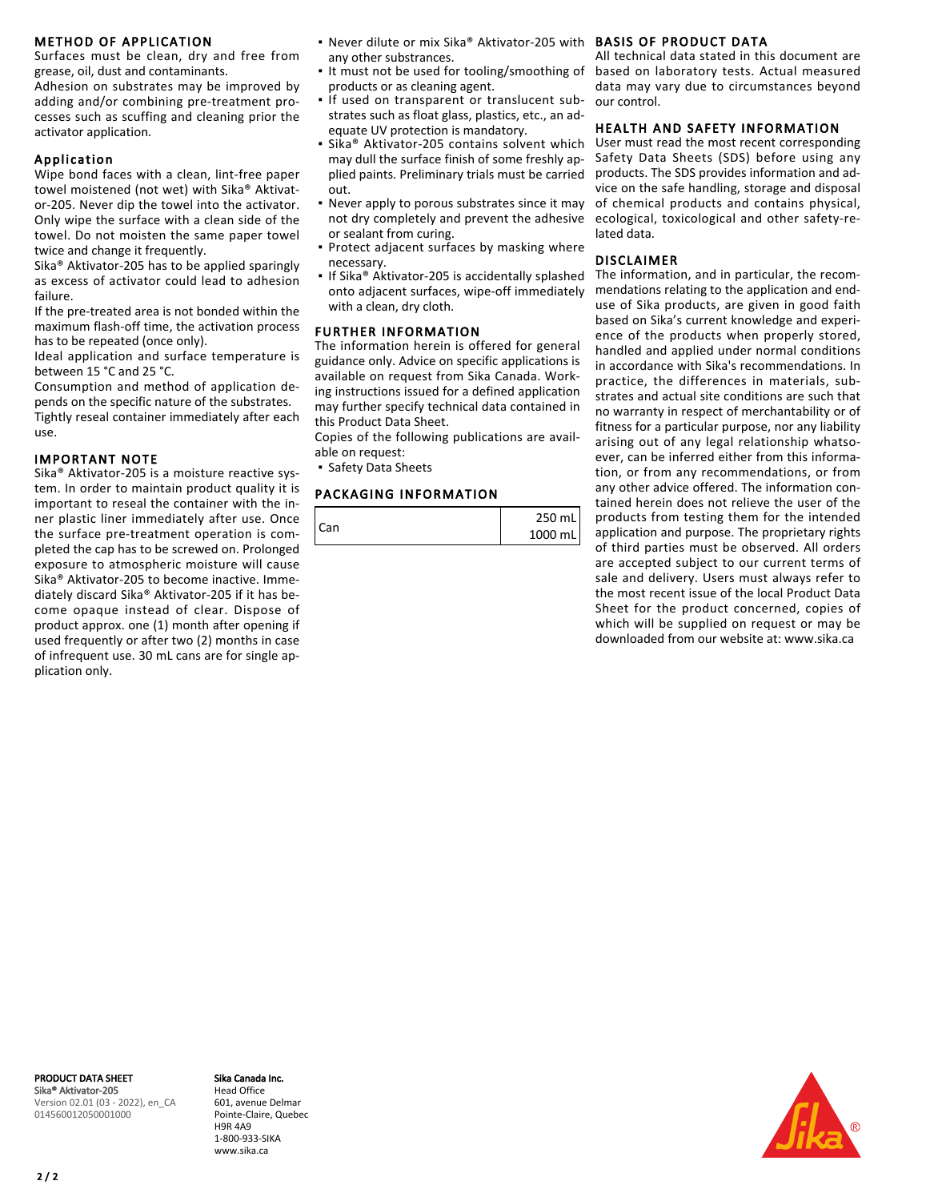## METHOD OF APPLICATION

Surfaces must be clean, dry and free from grease, oil, dust and contaminants.

Adhesion on substrates may be improved by adding and/or combining pre-treatment processes such as scuffing and cleaning prior the activator application.

### Application

Wipe bond faces with a clean, lint-free paper towel moistened (not wet) with Sika® Aktivator-205. Never dip the towel into the activator. Only wipe the surface with a clean side of the towel. Do not moisten the same paper towel twice and change it frequently.

Sika® Aktivator-205 has to be applied sparingly as excess of activator could lead to adhesion failure.

If the pre-treated area is not bonded within the maximum flash-off time, the activation process has to be repeated (once only).

Ideal application and surface temperature is between 15 °C and 25 °C.

Consumption and method of application depends on the specific nature of the substrates.

Tightly reseal container immediately after each use.

## IMPORTANT NOTE

Sika® Aktivator-205 is a moisture reactive system. In order to maintain product quality it is important to reseal the container with the inner plastic liner immediately after use. Once the surface pre-treatment operation is completed the cap has to be screwed on. Prolonged exposure to atmospheric moisture will cause Sika® Aktivator-205 to become inactive. Immediately discard Sika® Aktivator-205 if it has become opaque instead of clear. Dispose of product approx. one (1) month after opening if used frequently or after two (2) months in case of infrequent use. 30 mL cans are for single application only.

- Never dilute or mix Sika® Aktivator-205 with any other substrances.
- It must not be used for tooling/smoothing of products or as cleaning agent.
- If used on transparent or translucent substrates such as float glass, plastics, etc., an adequate UV protection is mandatory.
- Sika® Aktivator-205 contains solvent which may dull the surface finish of some freshly applied paints. Preliminary trials must be carried out.
- Never apply to porous substrates since it may not dry completely and prevent the adhesive or sealant from curing.
- Protect adjacent surfaces by masking where necessary.
- If Sika® Aktivator-205 is accidentally splashed onto adjacent surfaces, wipe-off immediately with a clean, dry cloth.

## FURTHER INFORMATION

The information herein is offered for general guidance only. Advice on specific applications is available on request from Sika Canada. Working instructions issued for a defined application may further specify technical data contained in this Product Data Sheet.

Copies of the following publications are available on request:

- Safety Data Sheets

## PACKAGING INFORMATION

| | |
|---|---|
| Can | 250 mL<br>1000 mL |

## BASIS OF PRODUCT DATA

All technical data stated in this document are based on laboratory tests. Actual measured data may vary due to circumstances beyond our control.

## HEALTH AND SAFETY INFORMATION

User must read the most recent corresponding Safety Data Sheets (SDS) before using any products. The SDS provides information and advice on the safe handling, storage and disposal of chemical products and contains physical, ecological, toxicological and other safety-related data.

## DISCLAIMER

The information, and in particular, the recommendations relating to the application and end-use of Sika products, are given in good faith based on Sika's current knowledge and experience of the products when properly stored, handled and applied under normal conditions in accordance with Sika's recommendations. In practice, the differences in materials, substrates and actual site conditions are such that no warranty in respect of merchantability or of fitness for a particular purpose, nor any liability arising out of any legal relationship whatsoever, can be inferred either from this information, or from any recommendations, or from any other advice offered. The information contained herein does not relieve the user of the products from testing them for the intended application and purpose. The proprietary rights of third parties must be observed. All orders are accepted subject to our current terms of sale and delivery. Users must always refer to the most recent issue of the local Product Data Sheet for the product concerned, copies of which will be supplied on request or may be downloaded from our website at: www.sika.ca

**PRODUCT DATA SHEET**
**Sika® Aktivator-205**
Version 02.01 (03 - 2022), en_CA
014560012050001000

**Sika Canada Inc.**
Head Office
601, avenue Delmar
Pointe-Claire, Quebec
H9R 4A9
1-800-933-SIKA
www.sika.ca